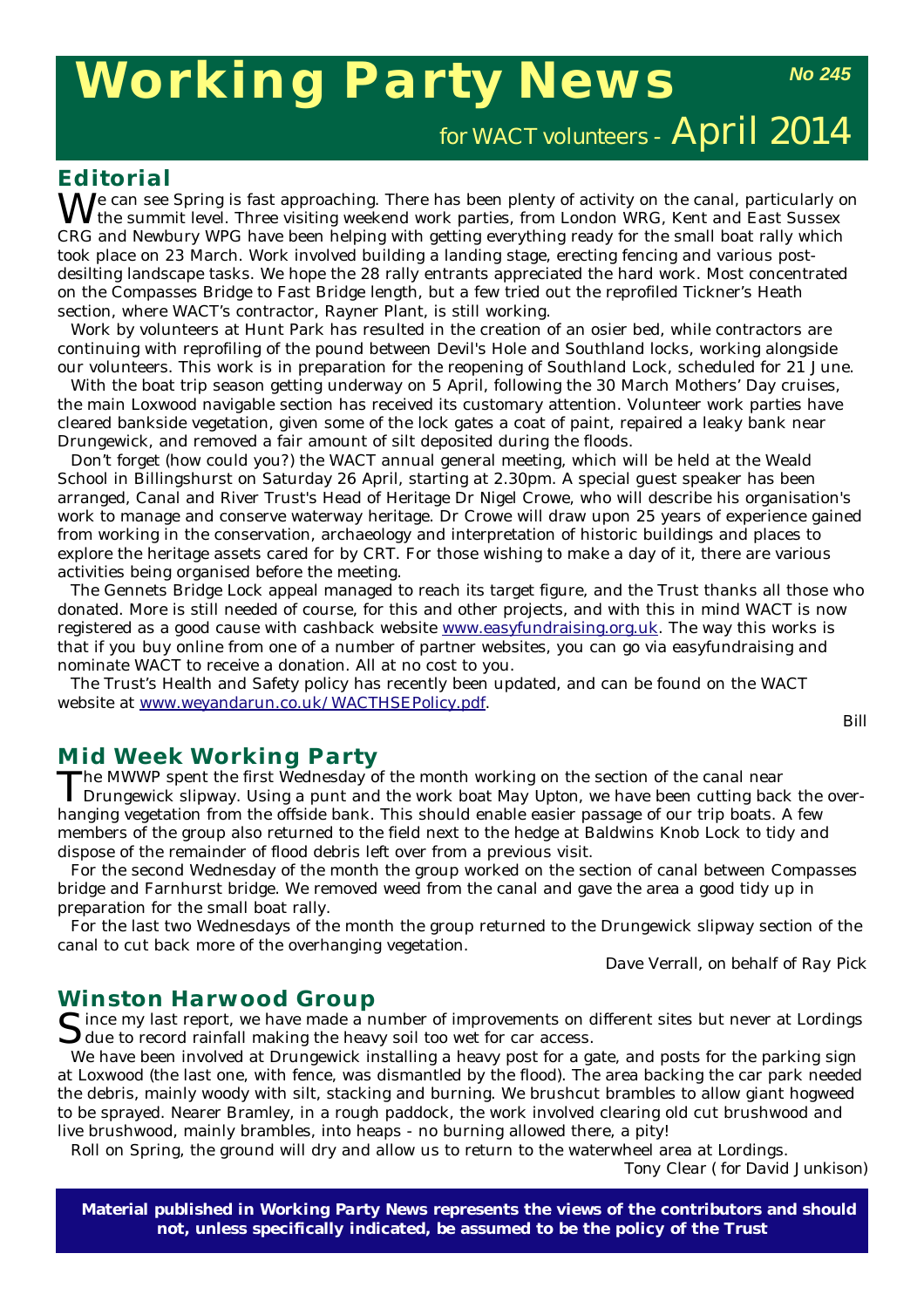# Working Party News

**No 245**

for WACT volunteers - April 2014

## Editorial

We can see Spring is fast approaching. There has been plenty of activity on the canal, particularly on the summit level. Three visiting weekend work parties, from London WRG, Kent and East Sussex CRG and Newbury WPG have been helping with getting everything ready for the small boat rally which took place on 23 March. Work involved building a landing stage, erecting fencing and various post-desilting landscape tasks. We hope the 28 rally entrants appreciated the hard work. Most concentrated on the Compasses Bridge to Fast Bridge length, but a few tried out the reprofiled Tickner's Heath section, where WACT's contractor, Rayner Plant, is still working.

Work by volunteers at Hunt Park has resulted in the creation of an osier bed, while contractors are continuing with reprofiling of the pound between Devil's Hole and Southland locks, working alongside our volunteers. This work is in preparation for the reopening of Southland Lock, scheduled for 21 June.

With the boat trip season getting underway on 5 April, following the 30 March Mothers' Day cruises, the main Loxwood navigable section has received its customary attention. Volunteer work parties have cleared bankside vegetation, given some of the lock gates a coat of paint, repaired a leaky bank near Drungewick, and removed a fair amount of silt deposited during the floods.

Don't forget (how could you?) the WACT annual general meeting, which will be held at the Weald School in Billingshurst on Saturday 26 April, starting at 2.30pm. A special guest speaker has been arranged, Canal and River Trust's Head of Heritage Dr Nigel Crowe, who will describe his organisation's work to manage and conserve waterway heritage. Dr Crowe will draw upon 25 years of experience gained from working in the conservation, archaeology and interpretation of historic buildings and places to explore the heritage assets cared for by CRT. For those wishing to make a day of it, there are various activities being organised before the meeting.

The Gennets Bridge Lock appeal managed to reach its target figure, and the Trust thanks all those who donated. More is still needed of course, for this and other projects, and with this in mind WACT is now registered as a good cause with cashback website www.easyfundraising.org.uk. The way this works is that if you buy online from one of a number of partner websites, you can go via easyfundraising and nominate WACT to receive a donation. All at no cost to you.

The Trust's Health and Safety policy has recently been updated, and can be found on the WACT website at www.weyandarun.co.uk/WACTHSEPolicy.pdf.

*Bill*

## Mid Week Working Party

The MWWP spent the first Wednesday of the month working on the section of the canal near Drungewick slipway. Using a punt and the work boat May Upton, we have been cutting back the over-hanging vegetation from the offside bank. This should enable easier passage of our trip boats. A few members of the group also returned to the field next to the hedge at Baldwins Knob Lock to tidy and dispose of the remainder of flood debris left over from a previous visit.

For the second Wednesday of the month the group worked on the section of canal between Compasses bridge and Farnhurst bridge. We removed weed from the canal and gave the area a good tidy up in preparation for the small boat rally.

For the last two Wednesdays of the month the group returned to the Drungewick slipway section of the canal to cut back more of the overhanging vegetation.

*Dave Verrall, on behalf of Ray Pick*

## Winston Harwood Group

Since my last report, we have made a number of improvements on different sites but never at Lordings due to record rainfall making the heavy soil too wet for car access.

We have been involved at Drungewick installing a heavy post for a gate, and posts for the parking sign at Loxwood (the last one, with fence, was dismantled by the flood). The area backing the car park needed the debris, mainly woody with silt, stacking and burning. We brushcut brambles to allow giant hogweed to be sprayed. Nearer Bramley, in a rough paddock, the work involved clearing old cut brushwood and live brushwood, mainly brambles, into heaps - no burning allowed there, a pity!

Roll on Spring, the ground will dry and allow us to return to the waterwheel area at Lordings.

*Tony Clear ( for David Junkison)*

**Material published in Working Party News represents the views of the contributors and should not, unless specifically indicated, be assumed to be the policy of the Trust**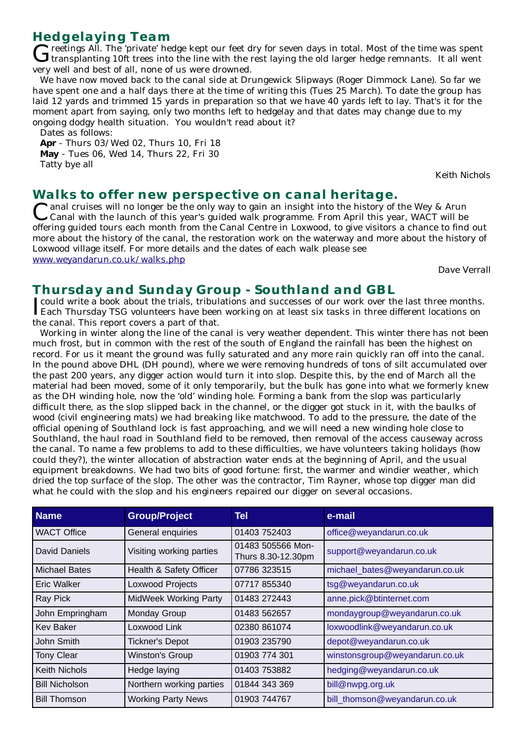## Hedgelaying Team

Greetings All. The 'private' hedge kept our feet dry for seven days in total. Most of the time was spent transplanting 10ft trees into the line with the rest laying the old larger hedge remnants. It all went very well and best of all, none of us were drowned.

We have now moved back to the canal side at Drungewick Slipways (Roger Dimmock Lane). So far we have spent one and a half days there at the time of writing this (Tues 25 March). To date the group has laid 12 yards and trimmed 15 yards in preparation so that we have 40 yards left to lay. That's it for the moment apart from saying, only two months left to hedgelay and that dates may change due to my ongoing dodgy health situation. You wouldn't read about it?

Dates as follows:

**Apr** - Thurs 03/Wed 02, Thurs 10, Fri 18

**May** - Tues 06, Wed 14, Thurs 22, Fri 30

Tatty bye all

Keith Nichols

## Walks to offer new perspective on canal heritage.

Canal cruises will no longer be the only way to gain an insight into the history of the Wey & Arun Canal with the launch of this year's guided walk programme. From April this year, WACT will be offering guided tours each month from the Canal Centre in Loxwood, to give visitors a chance to find out more about the history of the canal, the restoration work on the waterway and more about the history of Loxwood village itself. For more details and the dates of each walk please see www.weyandarun.co.uk/walks.php

Dave Verrall

## Thursday and Sunday Group - Southland and GBL

I could write a book about the trials, tribulations and successes of our work over the last three months. Each Thursday TSG volunteers have been working on at least six tasks in three different locations on the canal. This report covers a part of that.

Working in winter along the line of the canal is very weather dependent. This winter there has not been much frost, but in common with the rest of the south of England the rainfall has been the highest on record. For us it meant the ground was fully saturated and any more rain quickly ran off into the canal. In the pound above DHL (DH pound), where we were removing hundreds of tons of silt accumulated over the past 200 years, any digger action would turn it into slop. Despite this, by the end of March all the material had been moved, some of it only temporarily, but the bulk has gone into what we formerly knew as the DH winding hole, now the 'old' winding hole. Forming a bank from the slop was particularly difficult there, as the slop slipped back in the channel, or the digger got stuck in it, with the baulks of wood (civil engineering mats) we had breaking like matchwood. To add to the pressure, the date of the official opening of Southland lock is fast approaching, and we will need a new winding hole close to Southland, the haul road in Southland field to be removed, then removal of the access causeway across the canal. To name a few problems to add to these difficulties, we have volunteers taking holidays (how could they?), the winter allocation of abstraction water ends at the beginning of April, and the usual equipment breakdowns. We had two bits of good fortune: first, the warmer and windier weather, which dried the top surface of the slop. The other was the contractor, Tim Rayner, whose top digger man did what he could with the slop and his engineers repaired our digger on several occasions.

| Name | Group/Project | Tel | e-mail |
|---|---|---|---|
| WACT Office | General enquiries | 01403 752403 | office@weyandarun.co.uk |
| David Daniels | Visiting working parties | 01483 505566 Mon-Thurs 8.30-12.30pm | support@weyandarun.co.uk |
| Michael Bates | Health & Safety Officer | 07786 323515 | michael_bates@weyandarun.co.uk |
| Eric Walker | Loxwood Projects | 07717 855340 | tsg@weyandarun.co.uk |
| Ray Pick | MidWeek Working Party | 01483 272443 | anne.pick@btinternet.com |
| John Empringham | Monday Group | 01483 562657 | mondaygroup@weyandarun.co.uk |
| Kev Baker | Loxwood Link | 02380 861074 | loxwoodlink@weyandarun.co.uk |
| John Smith | Tickner's Depot | 01903 235790 | depot@weyandarun.co.uk |
| Tony Clear | Winston's Group | 01903 774 301 | winstonsgroup@weyandarun.co.uk |
| Keith Nichols | Hedge laying | 01403 753882 | hedging@weyandarun.co.uk |
| Bill Nicholson | Northern working parties | 01844 343 369 | bill@nwpg.org.uk |
| Bill Thomson | Working Party News | 01903 744767 | bill_thomson@weyandarun.co.uk |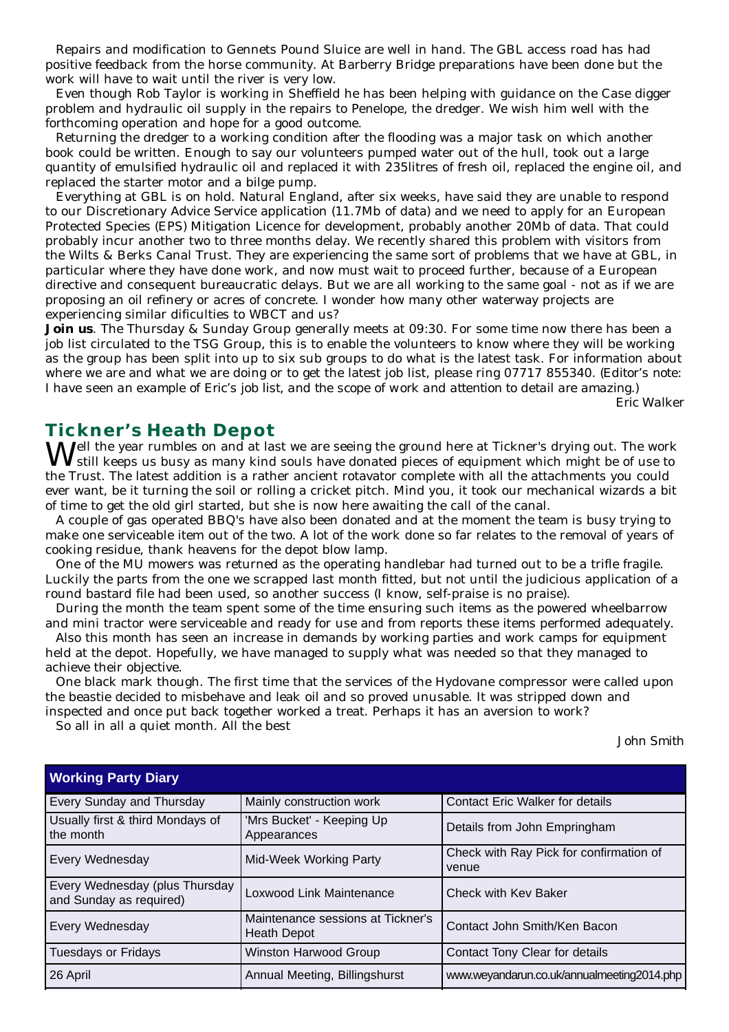Repairs and modification to Gennets Pound Sluice are well in hand. The GBL access road has had positive feedback from the horse community. At Barberry Bridge preparations have been done but the work will have to wait until the river is very low.

Even though Rob Taylor is working in Sheffield he has been helping with guidance on the Case digger problem and hydraulic oil supply in the repairs to Penelope, the dredger. We wish him well with the forthcoming operation and hope for a good outcome.

Returning the dredger to a working condition after the flooding was a major task on which another book could be written. Enough to say our volunteers pumped water out of the hull, took out a large quantity of emulsified hydraulic oil and replaced it with 235litres of fresh oil, replaced the engine oil, and replaced the starter motor and a bilge pump.

Everything at GBL is on hold. Natural England, after six weeks, have said they are unable to respond to our Discretionary Advice Service application (11.7Mb of data) and we need to apply for an European Protected Species (EPS) Mitigation Licence for development, probably another 20Mb of data. That could probably incur another two to three months delay. We recently shared this problem with visitors from the Wilts & Berks Canal Trust. They are experiencing the same sort of problems that we have at GBL, in particular where they have done work, and now must wait to proceed further, because of a European directive and consequent bureaucratic delays. But we are all working to the same goal - not as if we are proposing an oil refinery or acres of concrete. I wonder how many other waterway projects are experiencing similar dificulties to WBCT and us?

**Join us**. The Thursday & Sunday Group generally meets at 09:30. For some time now there has been a job list circulated to the TSG Group, this is to enable the volunteers to know where they will be working as the group has been split into up to six sub groups to do what is the latest task. For information about where we are and what we are doing or to get the latest job list, please ring 07717 855340. (*Editor's note: I have seen an example of Eric's job list, and the scope of work and attention to detail are amazing.*)

Eric Walker

## Tickner's Heath Depot

Well the year rumbles on and at last we are seeing the ground here at Tickner's drying out. The work still keeps us busy as many kind souls have donated pieces of equipment which might be of use to the Trust. The latest addition is a rather ancient rotavator complete with all the attachments you could ever want, be it turning the soil or rolling a cricket pitch. Mind you, it took our mechanical wizards a bit of time to get the old girl started, but she is now here awaiting the call of the canal.

A couple of gas operated BBQ's have also been donated and at the moment the team is busy trying to make one serviceable item out of the two. A lot of the work done so far relates to the removal of years of cooking residue, thank heavens for the depot blow lamp.

One of the MU mowers was returned as the operating handlebar had turned out to be a trifle fragile. Luckily the parts from the one we scrapped last month fitted, but not until the judicious application of a round bastard file had been used, so another success (I know, self-praise is no praise).

During the month the team spent some of the time ensuring such items as the powered wheelbarrow and mini tractor were serviceable and ready for use and from reports these items performed adequately.

Also this month has seen an increase in demands by working parties and work camps for equipment held at the depot. Hopefully, we have managed to supply what was needed so that they managed to achieve their objective.

One black mark though. The first time that the services of the Hydovane compressor were called upon the beastie decided to misbehave and leak oil and so proved unusable. It was stripped down and inspected and once put back together worked a treat. Perhaps it has an aversion to work?

So all in all a quiet month. All the best

John Smith

| Working Party Diary | | |
|---|---|---|
| Every Sunday and Thursday | Mainly construction work | Contact Eric Walker for details |
| Usually first & third Mondays of the month | 'Mrs Bucket' - Keeping Up Appearances | Details from John Empringham |
| Every Wednesday | Mid-Week Working Party | Check with Ray Pick for confirmation of venue |
| Every Wednesday (plus Thursday and Sunday as required) | Loxwood Link Maintenance | Check with Kev Baker |
| Every Wednesday | Maintenance sessions at Tickner's Heath Depot | Contact John Smith/Ken Bacon |
| Tuesdays or Fridays | Winston Harwood Group | Contact Tony Clear for details |
| 26 April | Annual Meeting, Billingshurst | www.weyandarun.co.uk/annualmeeting2014.php |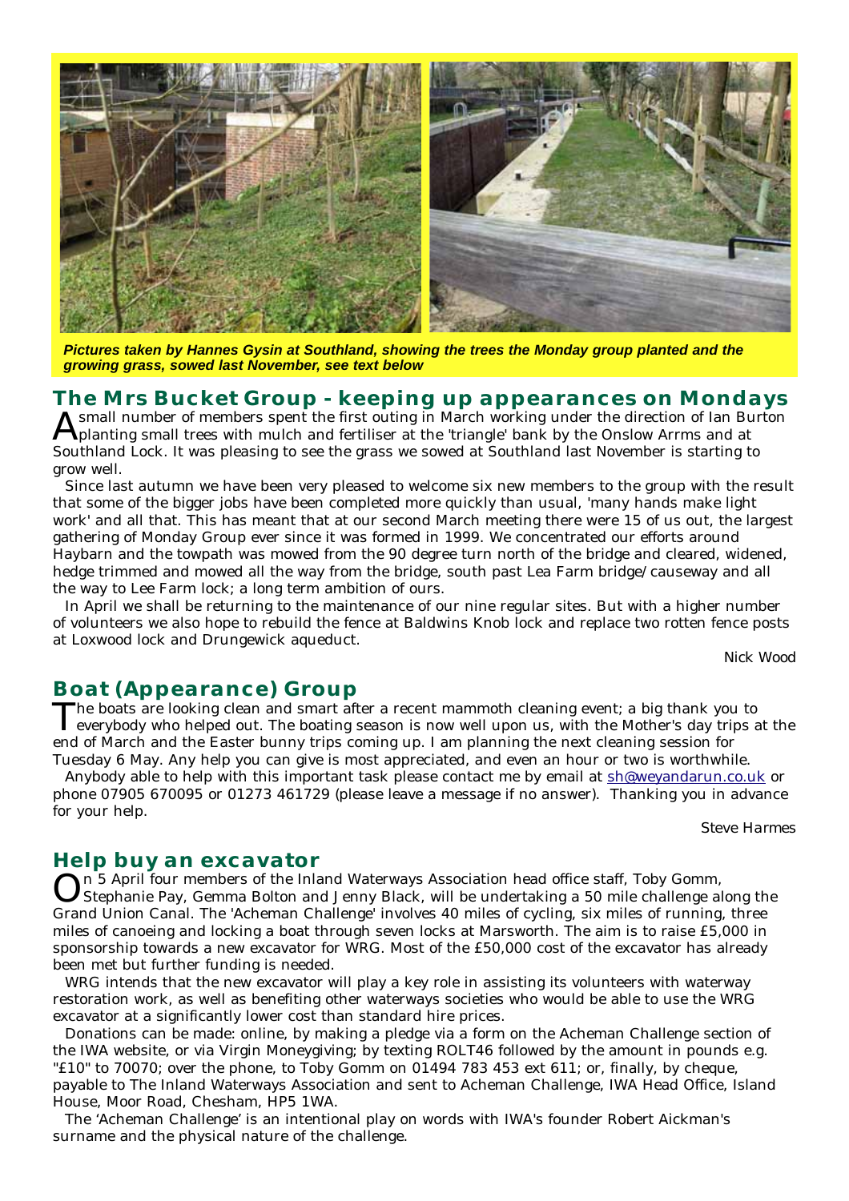***Pictures taken by Hannes Gysin at Southland, showing the trees the Monday group planted and the growing grass, sowed last November, see text below***

## The Mrs Bucket Group - keeping up appearances on Mondays

A small number of members spent the first outing in March working under the direction of Ian Burton planting small trees with mulch and fertiliser at the 'triangle' bank by the Onslow Arrms and at Southland Lock. It was pleasing to see the grass we sowed at Southland last November is starting to grow well.

Since last autumn we have been very pleased to welcome six new members to the group with the result that some of the bigger jobs have been completed more quickly than usual, 'many hands make light work' and all that. This has meant that at our second March meeting there were 15 of us out, the largest gathering of Monday Group ever since it was formed in 1999. We concentrated our efforts around Haybarn and the towpath was mowed from the 90 degree turn north of the bridge and cleared, widened, hedge trimmed and mowed all the way from the bridge, south past Lea Farm bridge/causeway and all the way to Lee Farm lock; a long term ambition of ours.

In April we shall be returning to the maintenance of our nine regular sites. But with a higher number of volunteers we also hope to rebuild the fence at Baldwins Knob lock and replace two rotten fence posts at Loxwood lock and Drungewick aqueduct.

Nick Wood

## Boat (Appearance) Group

The boats are looking clean and smart after a recent mammoth cleaning event; a big thank you to everybody who helped out. The boating season is now well upon us, with the Mother's day trips at the end of March and the Easter bunny trips coming up. I am planning the next cleaning session for Tuesday 6 May. Any help you can give is most appreciated, and even an hour or two is worthwhile.

Anybody able to help with this important task please contact me by email at sh@weyandarun.co.uk or phone 07905 670095 or 01273 461729 (please leave a message if no answer). Thanking you in advance for your help.

*Steve Harmes*

## Help buy an excavator

On 5 April four members of the Inland Waterways Association head office staff, Toby Gomm, Stephanie Pay, Gemma Bolton and Jenny Black, will be undertaking a 50 mile challenge along the Grand Union Canal. The 'Acheman Challenge' involves 40 miles of cycling, six miles of running, three miles of canoeing and locking a boat through seven locks at Marsworth. The aim is to raise £5,000 in sponsorship towards a new excavator for WRG. Most of the £50,000 cost of the excavator has already been met but further funding is needed.

WRG intends that the new excavator will play a key role in assisting its volunteers with waterway restoration work, as well as benefiting other waterways societies who would be able to use the WRG excavator at a significantly lower cost than standard hire prices.

Donations can be made: online, by making a pledge via a form on the Acheman Challenge section of the IWA website, or via Virgin Moneygiving; by texting ROLT46 followed by the amount in pounds e.g. "£10" to 70070; over the phone, to Toby Gomm on 01494 783 453 ext 611; or, finally, by cheque, payable to The Inland Waterways Association and sent to Acheman Challenge, IWA Head Office, Island House, Moor Road, Chesham, HP5 1WA.

The 'Acheman Challenge' is an intentional play on words with IWA's founder Robert Aickman's surname and the physical nature of the challenge.